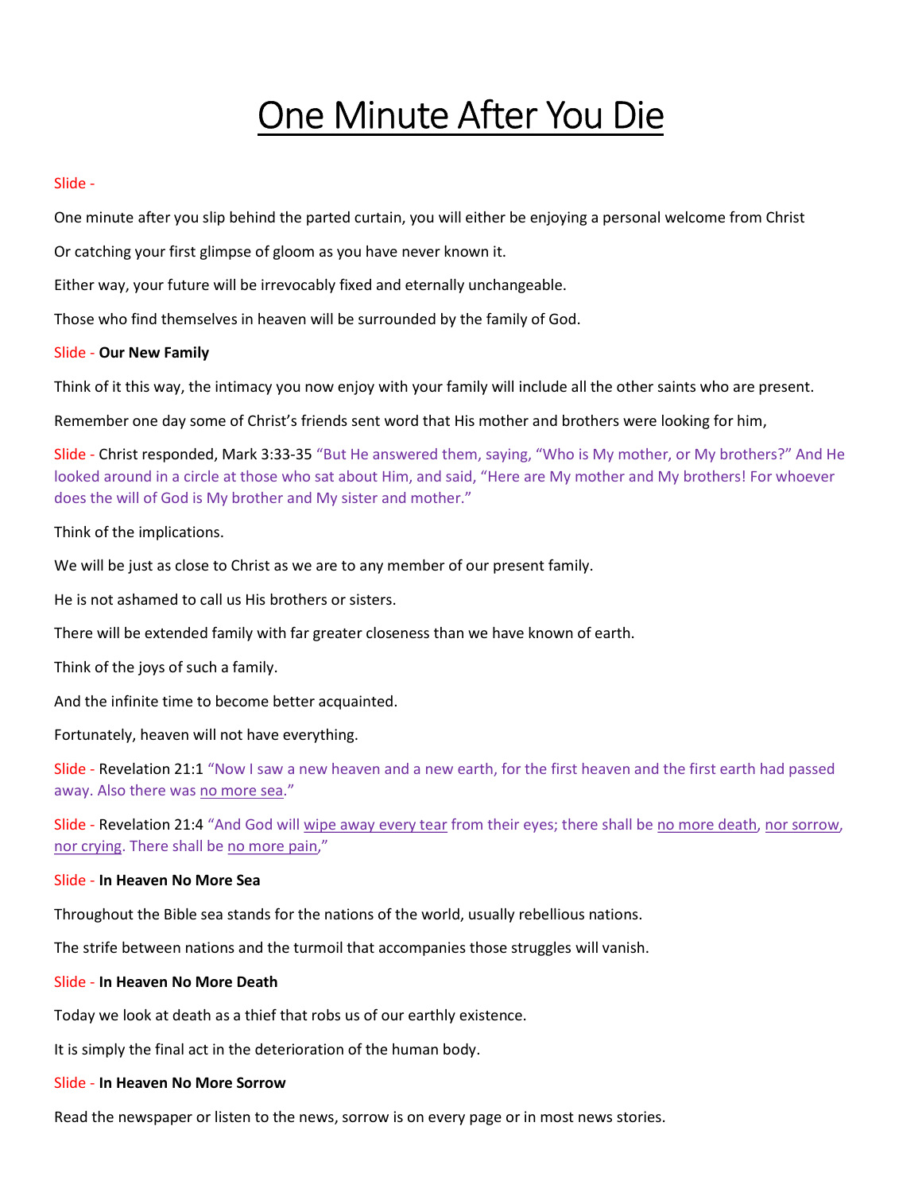# One Minute After You Die

Slide -

One minute after you slip behind the parted curtain, you will either be enjoying a personal welcome from Christ

Or catching your first glimpse of gloom as you have never known it.

Either way, your future will be irrevocably fixed and eternally unchangeable.

Those who find themselves in heaven will be surrounded by the family of God.

Slide - **Our New Family**

Think of it this way, the intimacy you now enjoy with your family will include all the other saints who are present.

Remember one day some of Christ's friends sent word that His mother and brothers were looking for him,

Slide - Christ responded, Mark 3:33-35 "But He answered them, saying, "Who is My mother, or My brothers?" And He looked around in a circle at those who sat about Him, and said, "Here are My mother and My brothers! For whoever does the will of God is My brother and My sister and mother."

Think of the implications.

We will be just as close to Christ as we are to any member of our present family.

He is not ashamed to call us His brothers or sisters.

There will be extended family with far greater closeness than we have known of earth.

Think of the joys of such a family.

And the infinite time to become better acquainted.

Fortunately, heaven will not have everything.

Slide - Revelation 21:1 "Now I saw a new heaven and a new earth, for the first heaven and the first earth had passed away. Also there was <u>no more sea</u>."

Slide - Revelation 21:4 "And God will <u>wipe away every tear</u> from their eyes; there shall be <u>no more death</u>, <u>nor sorrow</u>, <u>nor crying</u>. There shall be <u>no more pain</u>,"

Slide - **In Heaven No More Sea**

Throughout the Bible sea stands for the nations of the world, usually rebellious nations.

The strife between nations and the turmoil that accompanies those struggles will vanish.

Slide - **In Heaven No More Death**

Today we look at death as a thief that robs us of our earthly existence.

It is simply the final act in the deterioration of the human body.

Slide - **In Heaven No More Sorrow**

Read the newspaper or listen to the news, sorrow is on every page or in most news stories.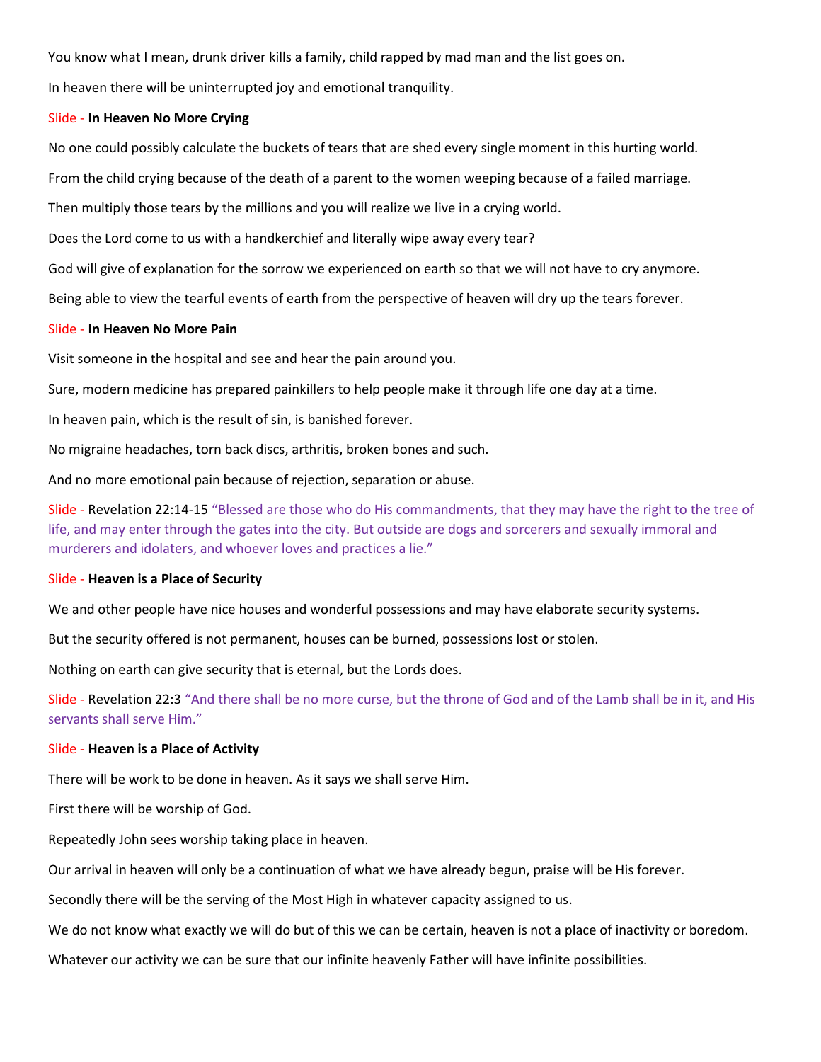You know what I mean, drunk driver kills a family, child rapped by mad man and the list goes on.

In heaven there will be uninterrupted joy and emotional tranquility.

Slide - **In Heaven No More Crying**

No one could possibly calculate the buckets of tears that are shed every single moment in this hurting world.

From the child crying because of the death of a parent to the women weeping because of a failed marriage.

Then multiply those tears by the millions and you will realize we live in a crying world.

Does the Lord come to us with a handkerchief and literally wipe away every tear?

God will give of explanation for the sorrow we experienced on earth so that we will not have to cry anymore.

Being able to view the tearful events of earth from the perspective of heaven will dry up the tears forever.

Slide - **In Heaven No More Pain**

Visit someone in the hospital and see and hear the pain around you.

Sure, modern medicine has prepared painkillers to help people make it through life one day at a time.

In heaven pain, which is the result of sin, is banished forever.

No migraine headaches, torn back discs, arthritis, broken bones and such.

And no more emotional pain because of rejection, separation or abuse.

Slide - Revelation 22:14-15 "Blessed are those who do His commandments, that they may have the right to the tree of life, and may enter through the gates into the city. But outside are dogs and sorcerers and sexually immoral and murderers and idolaters, and whoever loves and practices a lie."

Slide - **Heaven is a Place of Security**

We and other people have nice houses and wonderful possessions and may have elaborate security systems.

But the security offered is not permanent, houses can be burned, possessions lost or stolen.

Nothing on earth can give security that is eternal, but the Lords does.

Slide - Revelation 22:3 "And there shall be no more curse, but the throne of God and of the Lamb shall be in it, and His servants shall serve Him."

Slide - **Heaven is a Place of Activity**

There will be work to be done in heaven. As it says we shall serve Him.

First there will be worship of God.

Repeatedly John sees worship taking place in heaven.

Our arrival in heaven will only be a continuation of what we have already begun, praise will be His forever.

Secondly there will be the serving of the Most High in whatever capacity assigned to us.

We do not know what exactly we will do but of this we can be certain, heaven is not a place of inactivity or boredom.

Whatever our activity we can be sure that our infinite heavenly Father will have infinite possibilities.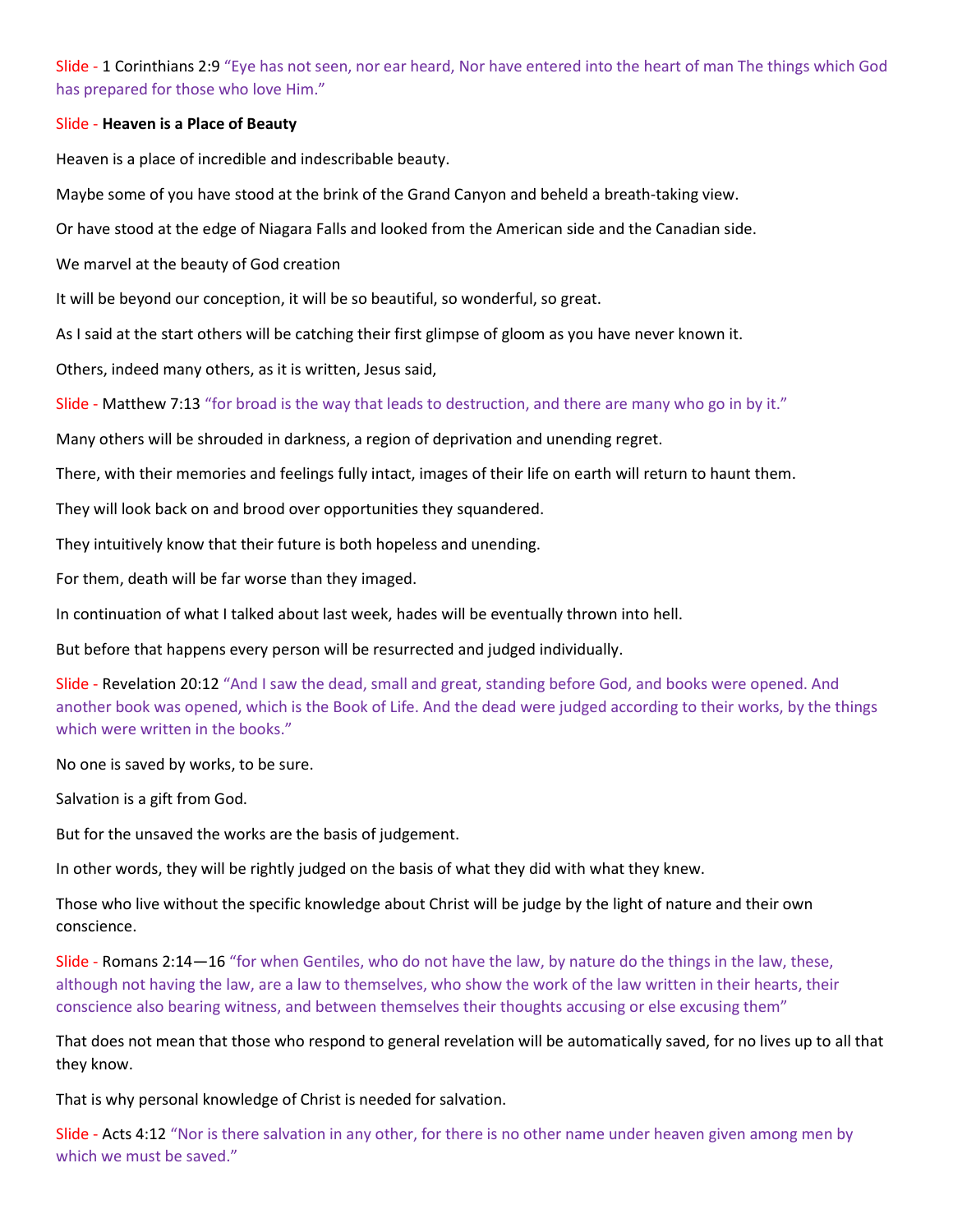Slide - 1 Corinthians 2:9 “Eye has not seen, nor ear heard, Nor have entered into the heart of man The things which God has prepared for those who love Him.”

Slide - **Heaven is a Place of Beauty**

Heaven is a place of incredible and indescribable beauty.

Maybe some of you have stood at the brink of the Grand Canyon and beheld a breath-taking view.

Or have stood at the edge of Niagara Falls and looked from the American side and the Canadian side.

We marvel at the beauty of God creation

It will be beyond our conception, it will be so beautiful, so wonderful, so great.

As I said at the start others will be catching their first glimpse of gloom as you have never known it.

Others, indeed many others, as it is written, Jesus said,

Slide - Matthew 7:13 “for broad is the way that leads to destruction, and there are many who go in by it.”

Many others will be shrouded in darkness, a region of deprivation and unending regret.

There, with their memories and feelings fully intact, images of their life on earth will return to haunt them.

They will look back on and brood over opportunities they squandered.

They intuitively know that their future is both hopeless and unending.

For them, death will be far worse than they imaged.

In continuation of what I talked about last week, hades will be eventually thrown into hell.

But before that happens every person will be resurrected and judged individually.

Slide - Revelation 20:12 “And I saw the dead, small and great, standing before God, and books were opened. And another book was opened, which is the Book of Life. And the dead were judged according to their works, by the things which were written in the books.”

No one is saved by works, to be sure.

Salvation is a gift from God.

But for the unsaved the works are the basis of judgement.

In other words, they will be rightly judged on the basis of what they did with what they knew.

Those who live without the specific knowledge about Christ will be judge by the light of nature and their own conscience.

Slide - Romans 2:14—16 “for when Gentiles, who do not have the law, by nature do the things in the law, these, although not having the law, are a law to themselves, who show the work of the law written in their hearts, their conscience also bearing witness, and between themselves their thoughts accusing or else excusing them”

That does not mean that those who respond to general revelation will be automatically saved, for no lives up to all that they know.

That is why personal knowledge of Christ is needed for salvation.

Slide - Acts 4:12 “Nor is there salvation in any other, for there is no other name under heaven given among men by which we must be saved.”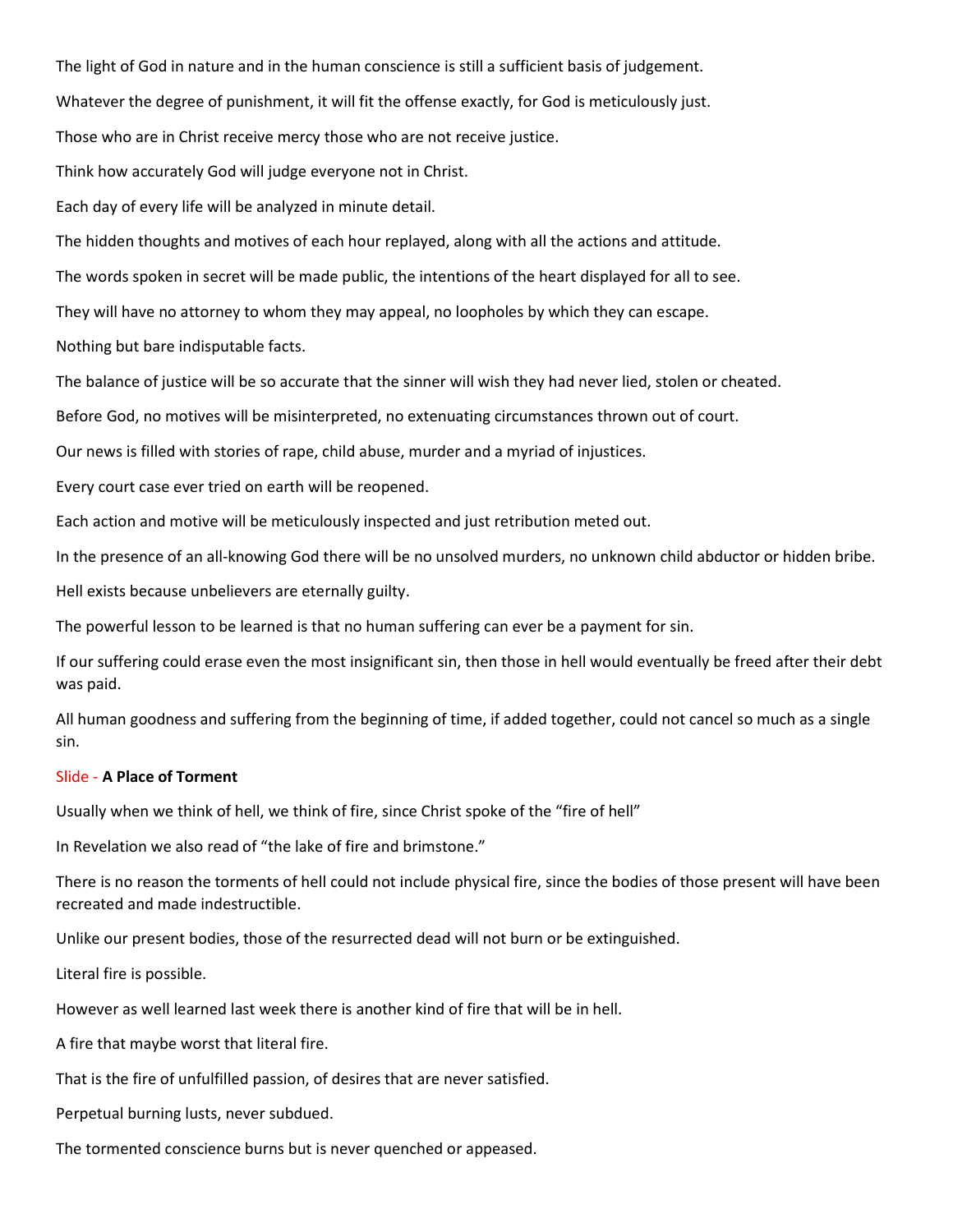The light of God in nature and in the human conscience is still a sufficient basis of judgement.

Whatever the degree of punishment, it will fit the offense exactly, for God is meticulously just.

Those who are in Christ receive mercy those who are not receive justice.

Think how accurately God will judge everyone not in Christ.

Each day of every life will be analyzed in minute detail.

The hidden thoughts and motives of each hour replayed, along with all the actions and attitude.

The words spoken in secret will be made public, the intentions of the heart displayed for all to see.

They will have no attorney to whom they may appeal, no loopholes by which they can escape.

Nothing but bare indisputable facts.

The balance of justice will be so accurate that the sinner will wish they had never lied, stolen or cheated.

Before God, no motives will be misinterpreted, no extenuating circumstances thrown out of court.

Our news is filled with stories of rape, child abuse, murder and a myriad of injustices.

Every court case ever tried on earth will be reopened.

Each action and motive will be meticulously inspected and just retribution meted out.

In the presence of an all-knowing God there will be no unsolved murders, no unknown child abductor or hidden bribe.

Hell exists because unbelievers are eternally guilty.

The powerful lesson to be learned is that no human suffering can ever be a payment for sin.

If our suffering could erase even the most insignificant sin, then those in hell would eventually be freed after their debt was paid.

All human goodness and suffering from the beginning of time, if added together, could not cancel so much as a single sin.

Slide - **A Place of Torment**

Usually when we think of hell, we think of fire, since Christ spoke of the "fire of hell"

In Revelation we also read of "the lake of fire and brimstone."

There is no reason the torments of hell could not include physical fire, since the bodies of those present will have been recreated and made indestructible.

Unlike our present bodies, those of the resurrected dead will not burn or be extinguished.

Literal fire is possible.

However as well learned last week there is another kind of fire that will be in hell.

A fire that maybe worst that literal fire.

That is the fire of unfulfilled passion, of desires that are never satisfied.

Perpetual burning lusts, never subdued.

The tormented conscience burns but is never quenched or appeased.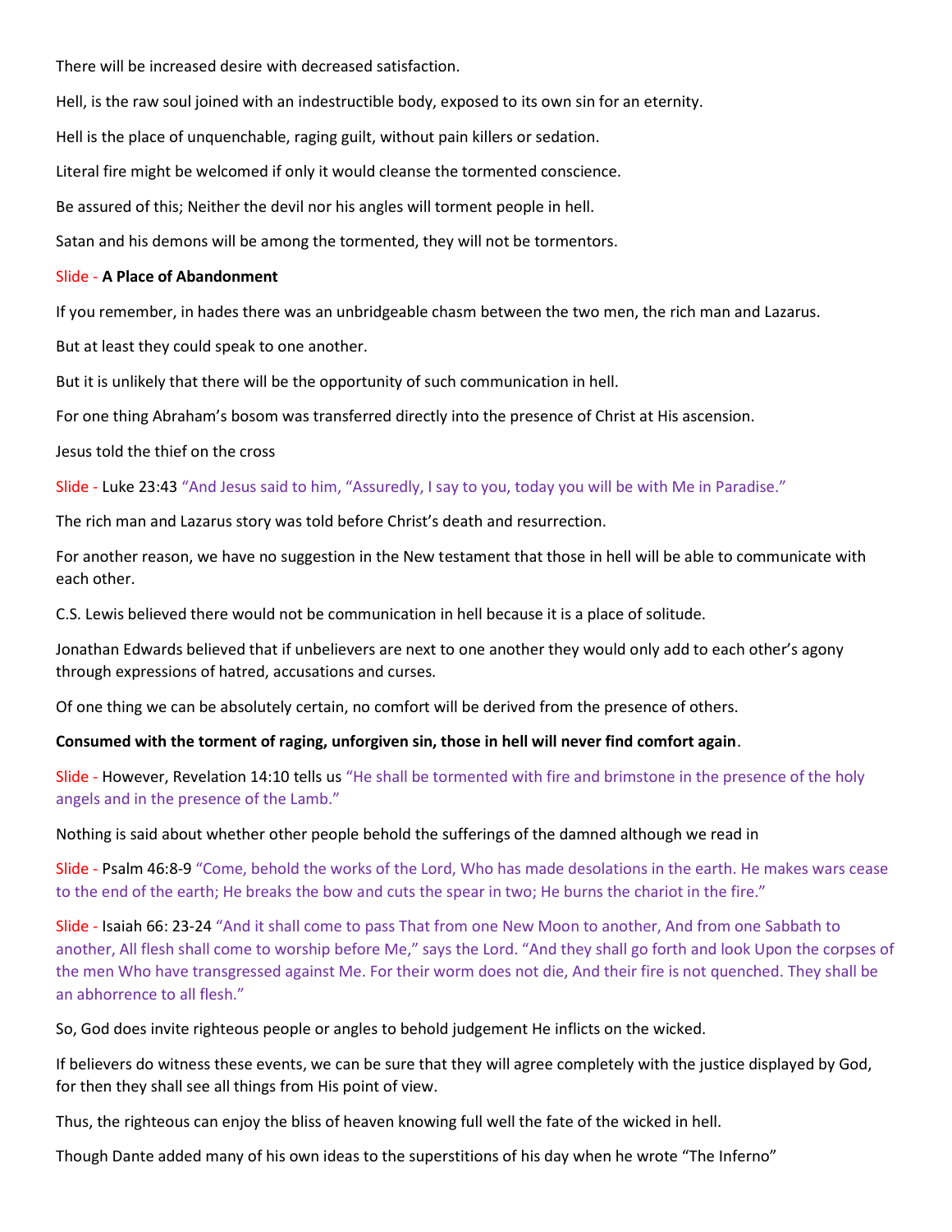There will be increased desire with decreased satisfaction.

Hell, is the raw soul joined with an indestructible body, exposed to its own sin for an eternity.

Hell is the place of unquenchable, raging guilt, without pain killers or sedation.

Literal fire might be welcomed if only it would cleanse the tormented conscience.

Be assured of this; Neither the devil nor his angles will torment people in hell.

Satan and his demons will be among the tormented, they will not be tormentors.

Slide - **A Place of Abandonment**

If you remember, in hades there was an unbridgeable chasm between the two men, the rich man and Lazarus.

But at least they could speak to one another.

But it is unlikely that there will be the opportunity of such communication in hell.

For one thing Abraham's bosom was transferred directly into the presence of Christ at His ascension.

Jesus told the thief on the cross

Slide - Luke 23:43 "And Jesus said to him, "Assuredly, I say to you, today you will be with Me in Paradise."

The rich man and Lazarus story was told before Christ's death and resurrection.

For another reason, we have no suggestion in the New testament that those in hell will be able to communicate with each other.

C.S. Lewis believed there would not be communication in hell because it is a place of solitude.

Jonathan Edwards believed that if unbelievers are next to one another they would only add to each other's agony through expressions of hatred, accusations and curses.

Of one thing we can be absolutely certain, no comfort will be derived from the presence of others.

**Consumed with the torment of raging, unforgiven sin, those in hell will never find comfort again**.

Slide - However, Revelation 14:10 tells us "He shall be tormented with fire and brimstone in the presence of the holy angels and in the presence of the Lamb."

Nothing is said about whether other people behold the sufferings of the damned although we read in

Slide - Psalm 46:8-9 "Come, behold the works of the Lord, Who has made desolations in the earth. He makes wars cease to the end of the earth; He breaks the bow and cuts the spear in two; He burns the chariot in the fire."

Slide - Isaiah 66: 23-24 "And it shall come to pass That from one New Moon to another, And from one Sabbath to another, All flesh shall come to worship before Me," says the Lord. "And they shall go forth and look Upon the corpses of the men Who have transgressed against Me. For their worm does not die, And their fire is not quenched. They shall be an abhorrence to all flesh."

So, God does invite righteous people or angles to behold judgement He inflicts on the wicked.

If believers do witness these events, we can be sure that they will agree completely with the justice displayed by God, for then they shall see all things from His point of view.

Thus, the righteous can enjoy the bliss of heaven knowing full well the fate of the wicked in hell.

Though Dante added many of his own ideas to the superstitions of his day when he wrote "The Inferno"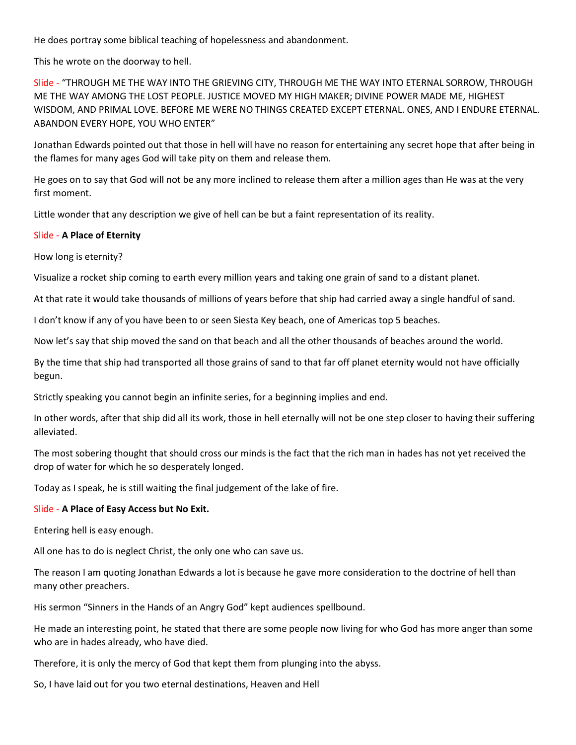He does portray some biblical teaching of hopelessness and abandonment.

This he wrote on the doorway to hell.

Slide - "THROUGH ME THE WAY INTO THE GRIEVING CITY, THROUGH ME THE WAY INTO ETERNAL SORROW, THROUGH ME THE WAY AMONG THE LOST PEOPLE. JUSTICE MOVED MY HIGH MAKER; DIVINE POWER MADE ME, HIGHEST WISDOM, AND PRIMAL LOVE. BEFORE ME WERE NO THINGS CREATED EXCEPT ETERNAL. ONES, AND I ENDURE ETERNAL. ABANDON EVERY HOPE, YOU WHO ENTER"

Jonathan Edwards pointed out that those in hell will have no reason for entertaining any secret hope that after being in the flames for many ages God will take pity on them and release them.

He goes on to say that God will not be any more inclined to release them after a million ages than He was at the very first moment.

Little wonder that any description we give of hell can be but a faint representation of its reality.

Slide - **A Place of Eternity**

How long is eternity?

Visualize a rocket ship coming to earth every million years and taking one grain of sand to a distant planet.

At that rate it would take thousands of millions of years before that ship had carried away a single handful of sand.

I don't know if any of you have been to or seen Siesta Key beach, one of Americas top 5 beaches.

Now let's say that ship moved the sand on that beach and all the other thousands of beaches around the world.

By the time that ship had transported all those grains of sand to that far off planet eternity would not have officially begun.

Strictly speaking you cannot begin an infinite series, for a beginning implies and end.

In other words, after that ship did all its work, those in hell eternally will not be one step closer to having their suffering alleviated.

The most sobering thought that should cross our minds is the fact that the rich man in hades has not yet received the drop of water for which he so desperately longed.

Today as I speak, he is still waiting the final judgement of the lake of fire.

Slide - **A Place of Easy Access but No Exit.**

Entering hell is easy enough.

All one has to do is neglect Christ, the only one who can save us.

The reason I am quoting Jonathan Edwards a lot is because he gave more consideration to the doctrine of hell than many other preachers.

His sermon "Sinners in the Hands of an Angry God" kept audiences spellbound.

He made an interesting point, he stated that there are some people now living for who God has more anger than some who are in hades already, who have died.

Therefore, it is only the mercy of God that kept them from plunging into the abyss.

So, I have laid out for you two eternal destinations, Heaven and Hell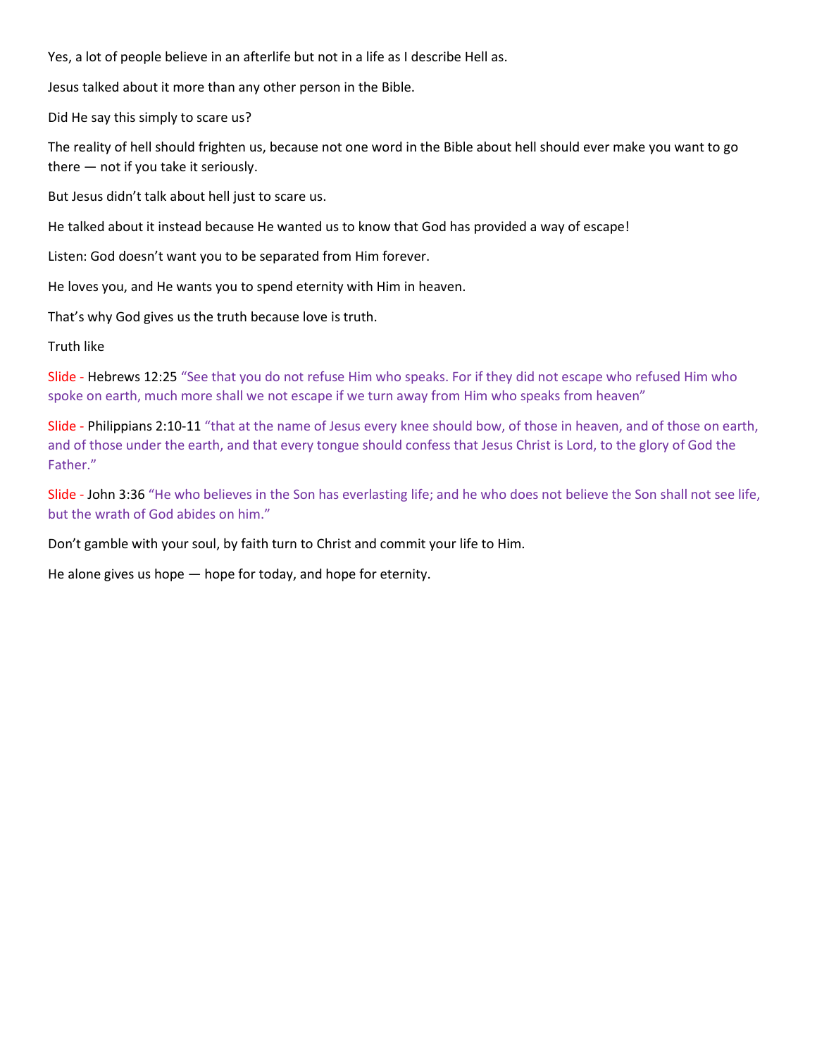Yes, a lot of people believe in an afterlife but not in a life as I describe Hell as.

Jesus talked about it more than any other person in the Bible.

Did He say this simply to scare us?

The reality of hell should frighten us, because not one word in the Bible about hell should ever make you want to go there — not if you take it seriously.

But Jesus didn't talk about hell just to scare us.

He talked about it instead because He wanted us to know that God has provided a way of escape!

Listen: God doesn't want you to be separated from Him forever.

He loves you, and He wants you to spend eternity with Him in heaven.

That's why God gives us the truth because love is truth.

Truth like

Slide - Hebrews 12:25 "See that you do not refuse Him who speaks. For if they did not escape who refused Him who spoke on earth, much more shall we not escape if we turn away from Him who speaks from heaven"

Slide - Philippians 2:10-11 "that at the name of Jesus every knee should bow, of those in heaven, and of those on earth, and of those under the earth, and that every tongue should confess that Jesus Christ is Lord, to the glory of God the Father."

Slide - John 3:36 "He who believes in the Son has everlasting life; and he who does not believe the Son shall not see life, but the wrath of God abides on him."

Don't gamble with your soul, by faith turn to Christ and commit your life to Him.

He alone gives us hope — hope for today, and hope for eternity.